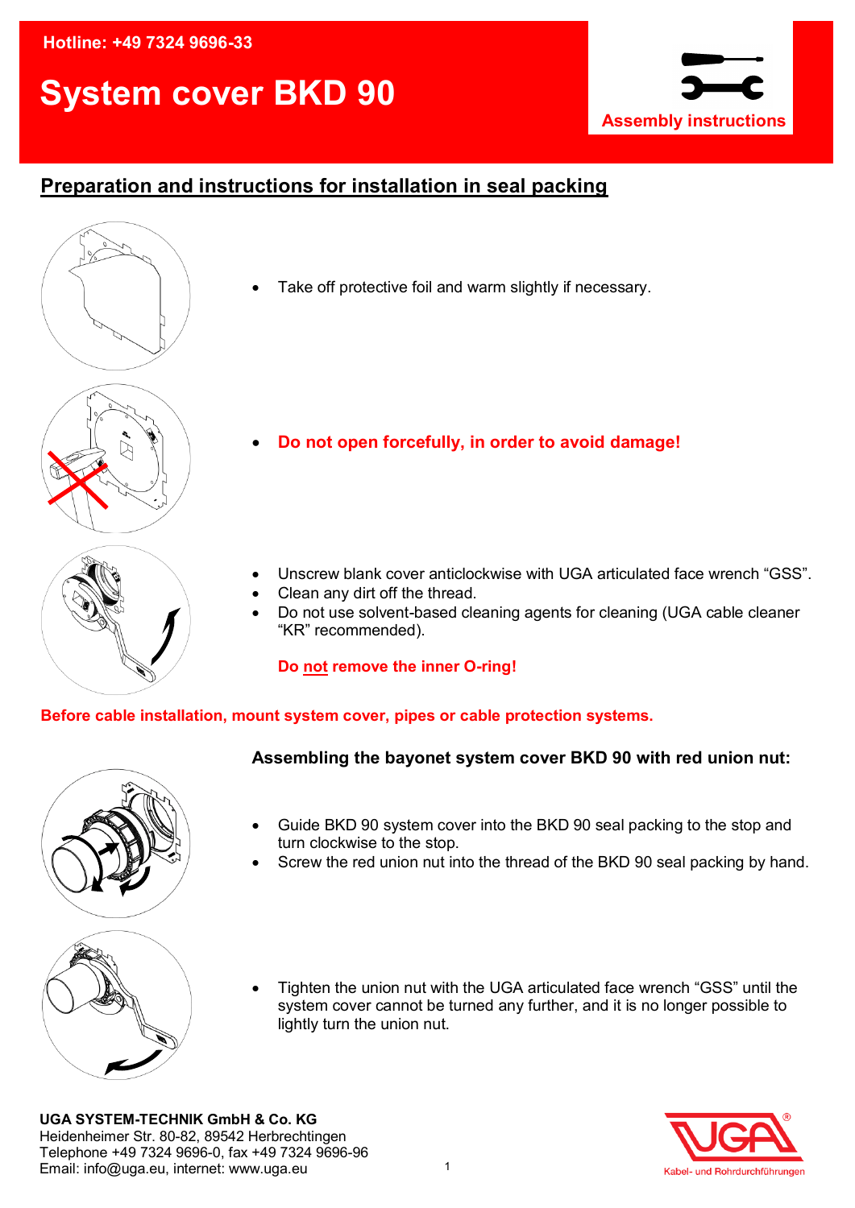Hotline: +49 7324 9696-33

# System cover BKD 90

**Assembly instructions**

## Preparation and instructions for installation in seal packing

- Take off protective foil and warm slightly if necessary.

- **Do not open forcefully, in order to avoid damage!**

- Unscrew blank cover anticlockwise with UGA articulated face wrench “GSS”.
- Clean any dirt off the thread.
- Do not use solvent-based cleaning agents for cleaning (UGA cable cleaner “KR” recommended).

**Do not remove the inner O-ring!**

**Before cable installation, mount system cover, pipes or cable protection systems.**

### Assembling the bayonet system cover BKD 90 with red union nut:

- Guide BKD 90 system cover into the BKD 90 seal packing to the stop and turn clockwise to the stop.
- Screw the red union nut into the thread of the BKD 90 seal packing by hand.

- Tighten the union nut with the UGA articulated face wrench “GSS” until the system cover cannot be turned any further, and it is no longer possible to lightly turn the union nut.

**UGA SYSTEM-TECHNIK GmbH & Co. KG**
Heidenheimer Str. 80-82, 89542 Herbrechtingen
Telephone +49 7324 9696-0, fax +49 7324 9696-96
Email: info@uga.eu, internet: www.uga.eu

UGA® Kabel- und Rohrdurchführungen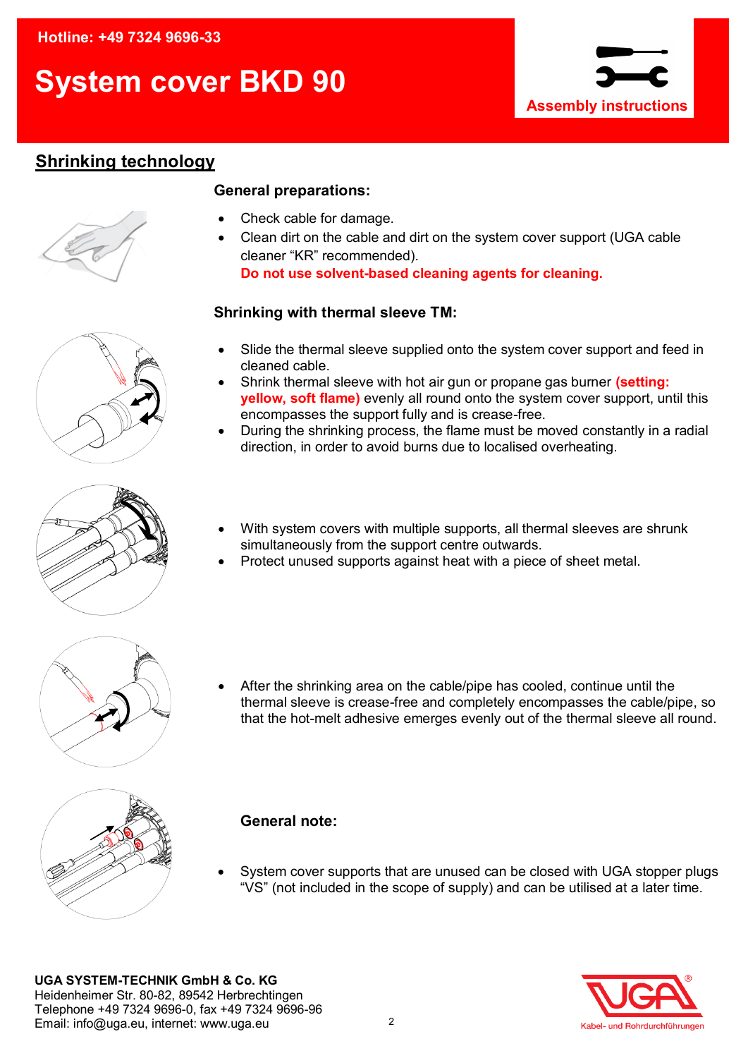Hotline: +49 7324 9696-33

# System cover BKD 90

Assembly instructions

## Shrinking technology

### General preparations:

- Check cable for damage.
- Clean dirt on the cable and dirt on the system cover support (UGA cable cleaner "KR" recommended).
  **Do not use solvent-based cleaning agents for cleaning.**

### Shrinking with thermal sleeve TM:

- Slide the thermal sleeve supplied onto the system cover support and feed in cleaned cable.
- Shrink thermal sleeve with hot air gun or propane gas burner **(setting: yellow, soft flame)** evenly all round onto the system cover support, until this encompasses the support fully and is crease-free.
- During the shrinking process, the flame must be moved constantly in a radial direction, in order to avoid burns due to localised overheating.

- With system covers with multiple supports, all thermal sleeves are shrunk simultaneously from the support centre outwards.
- Protect unused supports against heat with a piece of sheet metal.

- After the shrinking area on the cable/pipe has cooled, continue until the thermal sleeve is crease-free and completely encompasses the cable/pipe, so that the hot-melt adhesive emerges evenly out of the thermal sleeve all round.

### General note:

- System cover supports that are unused can be closed with UGA stopper plugs "VS" (not included in the scope of supply) and can be utilised at a later time.

**UGA SYSTEM-TECHNIK GmbH & Co. KG**
Heidenheimer Str. 80-82, 89542 Herbrechtingen
Telephone +49 7324 9696-0, fax +49 7324 9696-96
Email: info@uga.eu, internet: www.uga.eu

UGA Kabel- und Rohrdurchführungen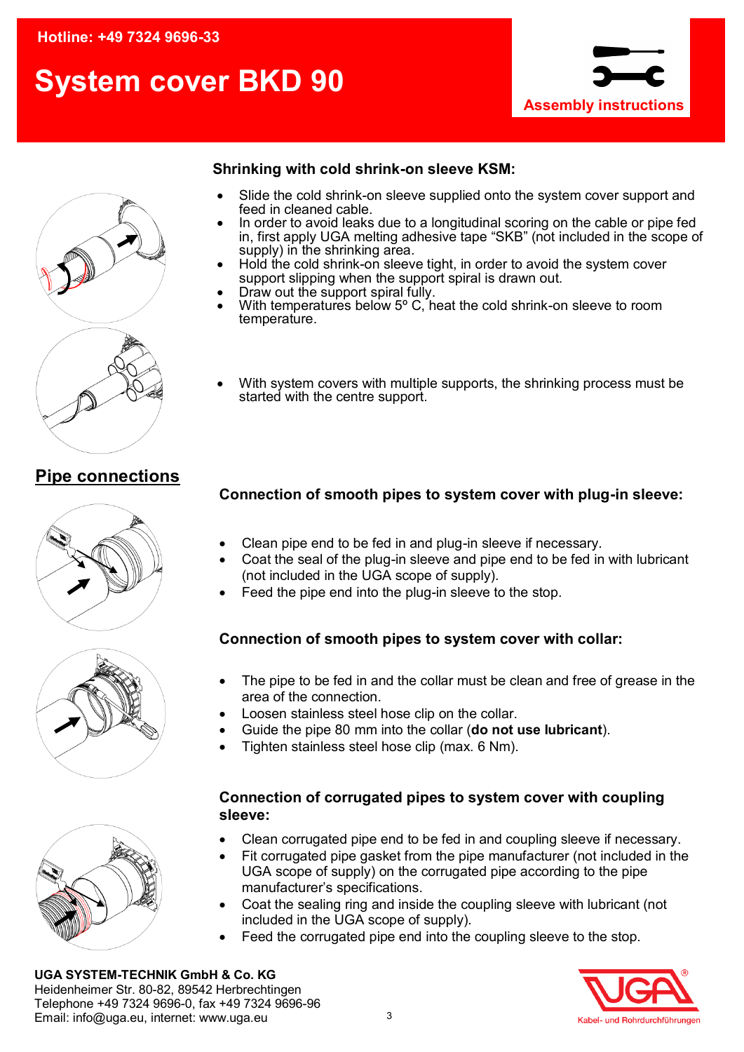Hotline: +49 7324 9696-33

# System cover BKD 90

Assembly instructions

### Shrinking with cold shrink-on sleeve KSM:

- Slide the cold shrink-on sleeve supplied onto the system cover support and feed in cleaned cable.
- In order to avoid leaks due to a longitudinal scoring on the cable or pipe fed in, first apply UGA melting adhesive tape “SKB” (not included in the scope of supply) in the shrinking area.
- Hold the cold shrink-on sleeve tight, in order to avoid the system cover support slipping when the support spiral is drawn out.
- Draw out the support spiral fully.
- With temperatures below 5º C, heat the cold shrink-on sleeve to room temperature.

- With system covers with multiple supports, the shrinking process must be started with the centre support.

## Pipe connections

### Connection of smooth pipes to system cover with plug-in sleeve:

- Clean pipe end to be fed in and plug-in sleeve if necessary.
- Coat the seal of the plug-in sleeve and pipe end to be fed in with lubricant (not included in the UGA scope of supply).
- Feed the pipe end into the plug-in sleeve to the stop.

### Connection of smooth pipes to system cover with collar:

- The pipe to be fed in and the collar must be clean and free of grease in the area of the connection.
- Loosen stainless steel hose clip on the collar.
- Guide the pipe 80 mm into the collar (**do not use lubricant**).
- Tighten stainless steel hose clip (max. 6 Nm).

### Connection of corrugated pipes to system cover with coupling sleeve:

- Clean corrugated pipe end to be fed in and coupling sleeve if necessary.
- Fit corrugated pipe gasket from the pipe manufacturer (not included in the UGA scope of supply) on the corrugated pipe according to the pipe manufacturer’s specifications.
- Coat the sealing ring and inside the coupling sleeve with lubricant (not included in the UGA scope of supply).
- Feed the corrugated pipe end into the coupling sleeve to the stop.

**UGA SYSTEM-TECHNIK GmbH & Co. KG**
Heidenheimer Str. 80-82, 89542 Herbrechtingen
Telephone +49 7324 9696-0, fax +49 7324 9696-96
Email: info@uga.eu, internet: www.uga.eu

UGA® Kabel- und Rohrdurchführungen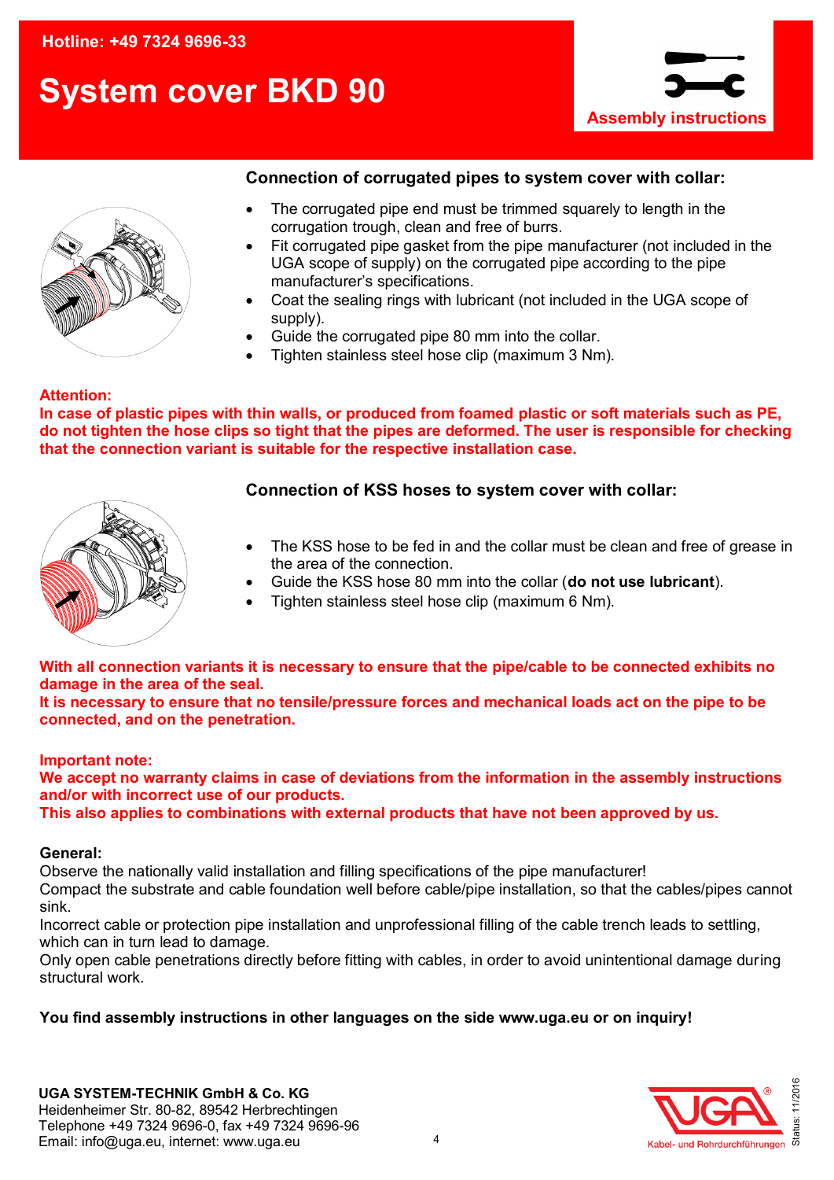Hotline: +49 7324 9696-33

# System cover BKD 90

Assembly instructions

## Connection of corrugated pipes to system cover with collar:

- The corrugated pipe end must be trimmed squarely to length in the corrugation trough, clean and free of burrs.
- Fit corrugated pipe gasket from the pipe manufacturer (not included in the UGA scope of supply) on the corrugated pipe according to the pipe manufacturer's specifications.
- Coat the sealing rings with lubricant (not included in the UGA scope of supply).
- Guide the corrugated pipe 80 mm into the collar.
- Tighten stainless steel hose clip (maximum 3 Nm).

**Attention:**
**In case of plastic pipes with thin walls, or produced from foamed plastic or soft materials such as PE, do not tighten the hose clips so tight that the pipes are deformed. The user is responsible for checking that the connection variant is suitable for the respective installation case.**

## Connection of KSS hoses to system cover with collar:

- The KSS hose to be fed in and the collar must be clean and free of grease in the area of the connection.
- Guide the KSS hose 80 mm into the collar (**do not use lubricant**).
- Tighten stainless steel hose clip (maximum 6 Nm).

**With all connection variants it is necessary to ensure that the pipe/cable to be connected exhibits no damage in the area of the seal.**
**It is necessary to ensure that no tensile/pressure forces and mechanical loads act on the pipe to be connected, and on the penetration.**

**Important note:**
**We accept no warranty claims in case of deviations from the information in the assembly instructions and/or with incorrect use of our products.**
**This also applies to combinations with external products that have not been approved by us.**

**General:**
Observe the nationally valid installation and filling specifications of the pipe manufacturer!
Compact the substrate and cable foundation well before cable/pipe installation, so that the cables/pipes cannot sink.
Incorrect cable or protection pipe installation and unprofessional filling of the cable trench leads to settling, which can in turn lead to damage.
Only open cable penetrations directly before fitting with cables, in order to avoid unintentional damage during structural work.

**You find assembly instructions in other languages on the side www.uga.eu or on inquiry!**

**UGA SYSTEM-TECHNIK GmbH & Co. KG**
Heidenheimer Str. 80-82, 89542 Herbrechtingen
Telephone +49 7324 9696-0, fax +49 7324 9696-96
Email: info@uga.eu, internet: www.uga.eu

UGA® Kabel- und Rohrdurchführungen

Status: 11/2016